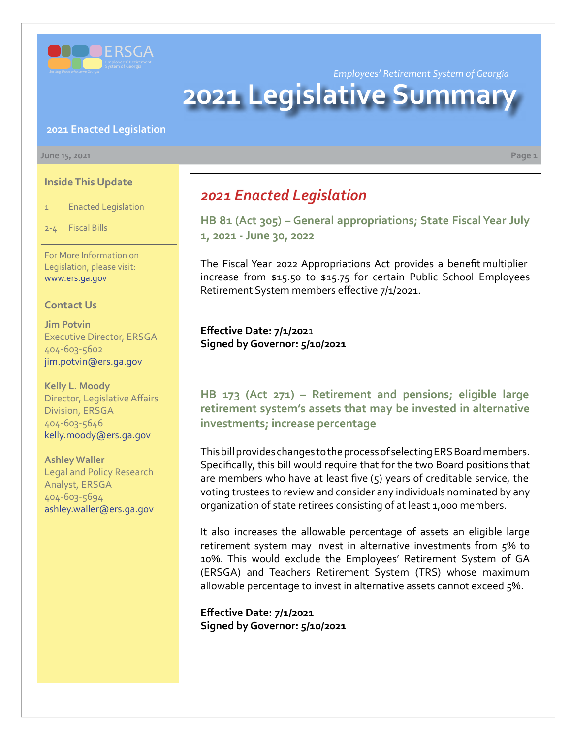Employees' Retirement System of Georgia

# 2021 Legislative Summary

**2021 Enacted Legislation**

June 15, 2021

### Inside This Update

1 Enacted Legislation

2-4 Fiscal Bills

For More Information on Legislation, please visit: www.ers.ga.gov

### Contact Us

**Jim Potvin**
Executive Director, ERSGA
404-603-5602
jim.potvin@ers.ga.gov

**Kelly L. Moody**
Director, Legislative Affairs Division, ERSGA
404-603-5646
kelly.moody@ers.ga.gov

**Ashley Waller**
Legal and Policy Research Analyst, ERSGA
404-603-5694
ashley.waller@ers.ga.gov

## *2021 Enacted Legislation*

### HB 81 (Act 305) – General appropriations; State Fiscal Year July 1, 2021 - June 30, 2022

The Fiscal Year 2022 Appropriations Act provides a benefit multiplier increase from $15.50 to $15.75 for certain Public School Employees Retirement System members effective 7/1/2021.

**Effective Date: 7/1/2021**
**Signed by Governor: 5/10/2021**

### HB 173 (Act 271) – Retirement and pensions; eligible large retirement system's assets that may be invested in alternative investments; increase percentage

This bill provides changes to the process of selecting ERS Board members. Specifically, this bill would require that for the two Board positions that are members who have at least five (5) years of creditable service, the voting trustees to review and consider any individuals nominated by any organization of state retirees consisting of at least 1,000 members.

It also increases the allowable percentage of assets an eligible large retirement system may invest in alternative investments from 5% to 10%. This would exclude the Employees' Retirement System of GA (ERSGA) and Teachers Retirement System (TRS) whose maximum allowable percentage to invest in alternative assets cannot exceed 5%.

**Effective Date: 7/1/2021**
**Signed by Governor: 5/10/2021**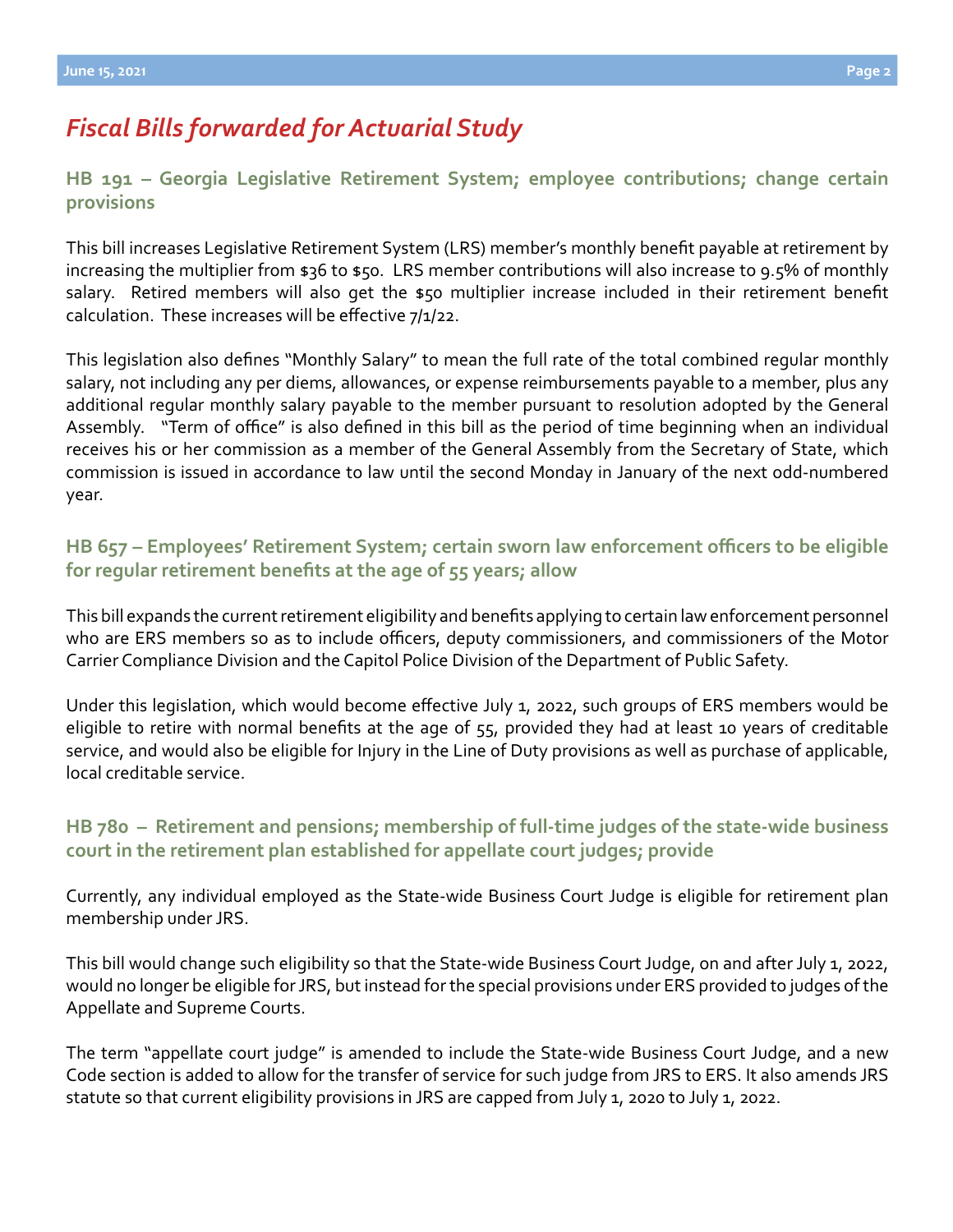## *Fiscal Bills forwarded for Actuarial Study*

### HB 191 – Georgia Legislative Retirement System; employee contributions; change certain provisions

This bill increases Legislative Retirement System (LRS) member's monthly benefit payable at retirement by increasing the multiplier from $36 to $50. LRS member contributions will also increase to 9.5% of monthly salary. Retired members will also get the $50 multiplier increase included in their retirement benefit calculation. These increases will be effective 7/1/22.

This legislation also defines "Monthly Salary" to mean the full rate of the total combined regular monthly salary, not including any per diems, allowances, or expense reimbursements payable to a member, plus any additional regular monthly salary payable to the member pursuant to resolution adopted by the General Assembly. "Term of office" is also defined in this bill as the period of time beginning when an individual receives his or her commission as a member of the General Assembly from the Secretary of State, which commission is issued in accordance to law until the second Monday in January of the next odd-numbered year.

### HB 657 – Employees' Retirement System; certain sworn law enforcement officers to be eligible for regular retirement benefits at the age of 55 years; allow

This bill expands the current retirement eligibility and benefits applying to certain law enforcement personnel who are ERS members so as to include officers, deputy commissioners, and commissioners of the Motor Carrier Compliance Division and the Capitol Police Division of the Department of Public Safety.

Under this legislation, which would become effective July 1, 2022, such groups of ERS members would be eligible to retire with normal benefits at the age of 55, provided they had at least 10 years of creditable service, and would also be eligible for Injury in the Line of Duty provisions as well as purchase of applicable, local creditable service.

### HB 780 – Retirement and pensions; membership of full-time judges of the state-wide business court in the retirement plan established for appellate court judges; provide

Currently, any individual employed as the State-wide Business Court Judge is eligible for retirement plan membership under JRS.

This bill would change such eligibility so that the State-wide Business Court Judge, on and after July 1, 2022, would no longer be eligible for JRS, but instead for the special provisions under ERS provided to judges of the Appellate and Supreme Courts.

The term "appellate court judge" is amended to include the State-wide Business Court Judge, and a new Code section is added to allow for the transfer of service for such judge from JRS to ERS. It also amends JRS statute so that current eligibility provisions in JRS are capped from July 1, 2020 to July 1, 2022.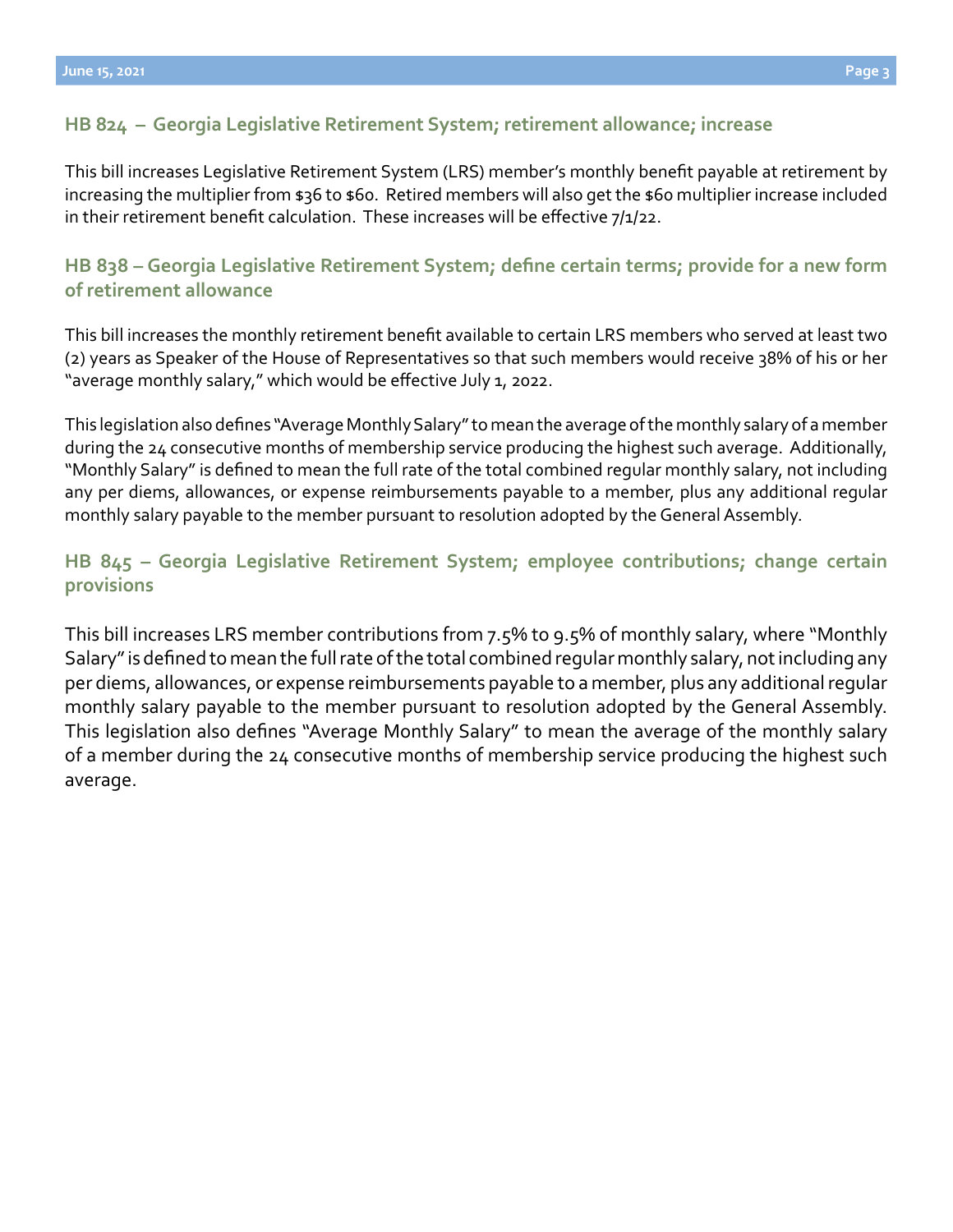## HB 824 – Georgia Legislative Retirement System; retirement allowance; increase

This bill increases Legislative Retirement System (LRS) member's monthly benefit payable at retirement by increasing the multiplier from $36 to $60. Retired members will also get the $60 multiplier increase included in their retirement benefit calculation. These increases will be effective 7/1/22.

## HB 838 – Georgia Legislative Retirement System; define certain terms; provide for a new form of retirement allowance

This bill increases the monthly retirement benefit available to certain LRS members who served at least two (2) years as Speaker of the House of Representatives so that such members would receive 38% of his or her "average monthly salary," which would be effective July 1, 2022.

This legislation also defines "Average Monthly Salary" to mean the average of the monthly salary of a member during the 24 consecutive months of membership service producing the highest such average. Additionally, "Monthly Salary" is defined to mean the full rate of the total combined regular monthly salary, not including any per diems, allowances, or expense reimbursements payable to a member, plus any additional regular monthly salary payable to the member pursuant to resolution adopted by the General Assembly.

## HB 845 – Georgia Legislative Retirement System; employee contributions; change certain provisions

This bill increases LRS member contributions from 7.5% to 9.5% of monthly salary, where "Monthly Salary" is defined to mean the full rate of the total combined regular monthly salary, not including any per diems, allowances, or expense reimbursements payable to a member, plus any additional regular monthly salary payable to the member pursuant to resolution adopted by the General Assembly. This legislation also defines "Average Monthly Salary" to mean the average of the monthly salary of a member during the 24 consecutive months of membership service producing the highest such average.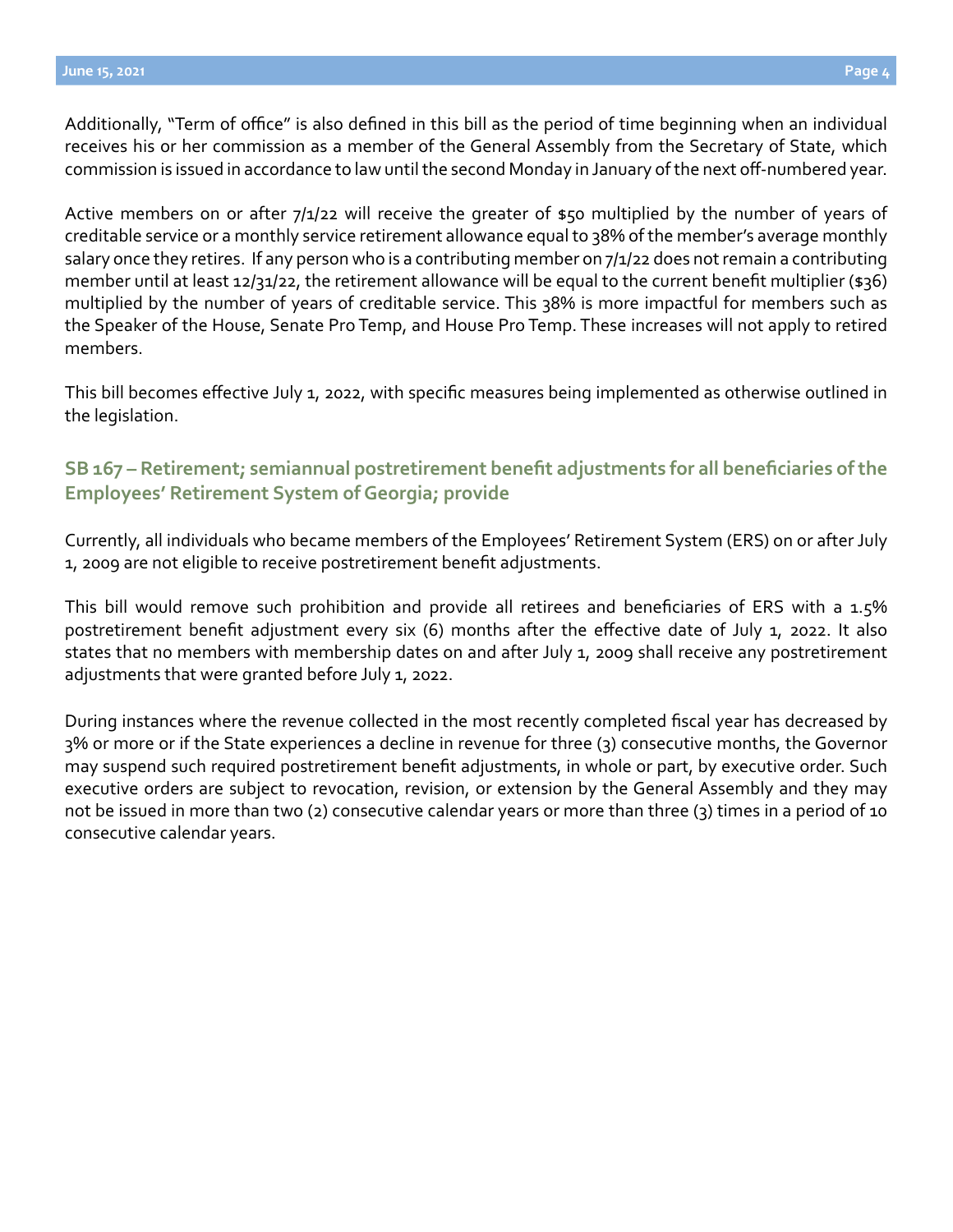Additionally, "Term of office" is also defined in this bill as the period of time beginning when an individual receives his or her commission as a member of the General Assembly from the Secretary of State, which commission is issued in accordance to law until the second Monday in January of the next off-numbered year.

Active members on or after 7/1/22 will receive the greater of $50 multiplied by the number of years of creditable service or a monthly service retirement allowance equal to 38% of the member's average monthly salary once they retires. If any person who is a contributing member on 7/1/22 does not remain a contributing member until at least 12/31/22, the retirement allowance will be equal to the current benefit multiplier ($36) multiplied by the number of years of creditable service. This 38% is more impactful for members such as the Speaker of the House, Senate Pro Temp, and House Pro Temp. These increases will not apply to retired members.

This bill becomes effective July 1, 2022, with specific measures being implemented as otherwise outlined in the legislation.

## SB 167 – Retirement; semiannual postretirement benefit adjustments for all beneficiaries of the Employees' Retirement System of Georgia; provide

Currently, all individuals who became members of the Employees' Retirement System (ERS) on or after July 1, 2009 are not eligible to receive postretirement benefit adjustments.

This bill would remove such prohibition and provide all retirees and beneficiaries of ERS with a 1.5% postretirement benefit adjustment every six (6) months after the effective date of July 1, 2022. It also states that no members with membership dates on and after July 1, 2009 shall receive any postretirement adjustments that were granted before July 1, 2022.

During instances where the revenue collected in the most recently completed fiscal year has decreased by 3% or more or if the State experiences a decline in revenue for three (3) consecutive months, the Governor may suspend such required postretirement benefit adjustments, in whole or part, by executive order. Such executive orders are subject to revocation, revision, or extension by the General Assembly and they may not be issued in more than two (2) consecutive calendar years or more than three (3) times in a period of 10 consecutive calendar years.